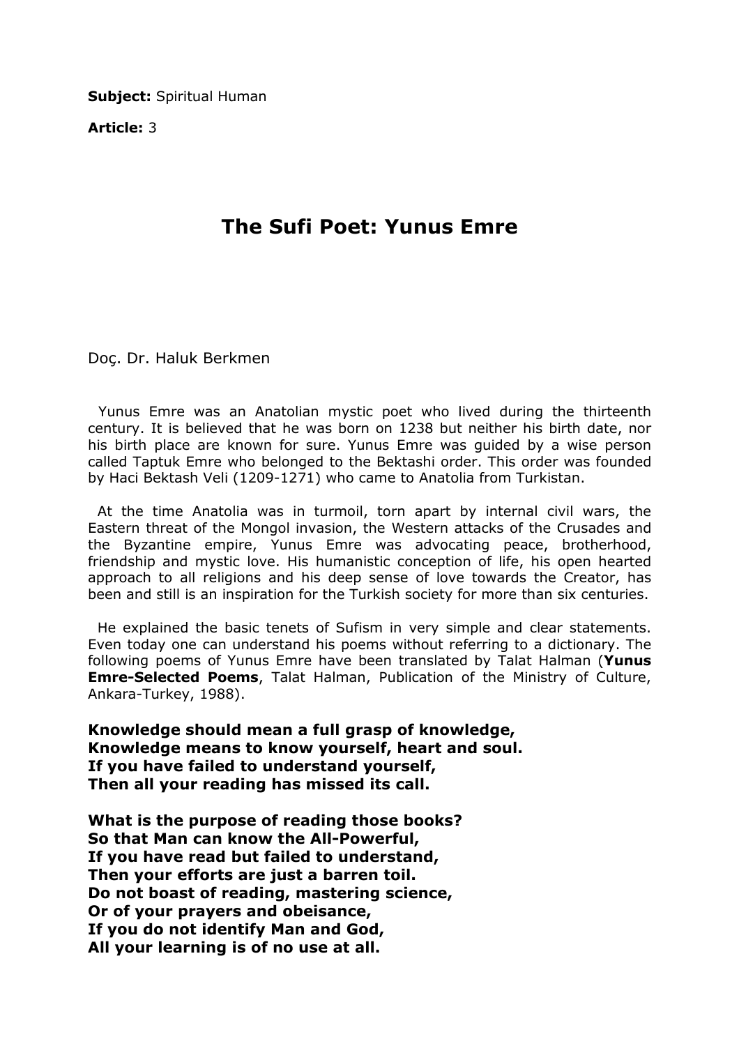**Subject:** Spiritual Human

**Article:** 3

# The Sufi Poet: Yunus Emre

Doç. Dr. Haluk Berkmen

Yunus Emre was an Anatolian mystic poet who lived during the thirteenth century. It is believed that he was born on 1238 but neither his birth date, nor his birth place are known for sure. Yunus Emre was guided by a wise person called Taptuk Emre who belonged to the Bektashi order. This order was founded by Haci Bektash Veli (1209-1271) who came to Anatolia from Turkistan.

At the time Anatolia was in turmoil, torn apart by internal civil wars, the Eastern threat of the Mongol invasion, the Western attacks of the Crusades and the Byzantine empire, Yunus Emre was advocating peace, brotherhood, friendship and mystic love. His humanistic conception of life, his open hearted approach to all religions and his deep sense of love towards the Creator, has been and still is an inspiration for the Turkish society for more than six centuries.

He explained the basic tenets of Sufism in very simple and clear statements. Even today one can understand his poems without referring to a dictionary. The following poems of Yunus Emre have been translated by Talat Halman (**Yunus Emre-Selected Poems**, Talat Halman, Publication of the Ministry of Culture, Ankara-Turkey, 1988).

**Knowledge should mean a full grasp of knowledge,**
**Knowledge means to know yourself, heart and soul.**
**If you have failed to understand yourself,**
**Then all your reading has missed its call.**

**What is the purpose of reading those books?**
**So that Man can know the All-Powerful,**
**If you have read but failed to understand,**
**Then your efforts are just a barren toil.**
**Do not boast of reading, mastering science,**
**Or of your prayers and obeisance,**
**If you do not identify Man and God,**
**All your learning is of no use at all.**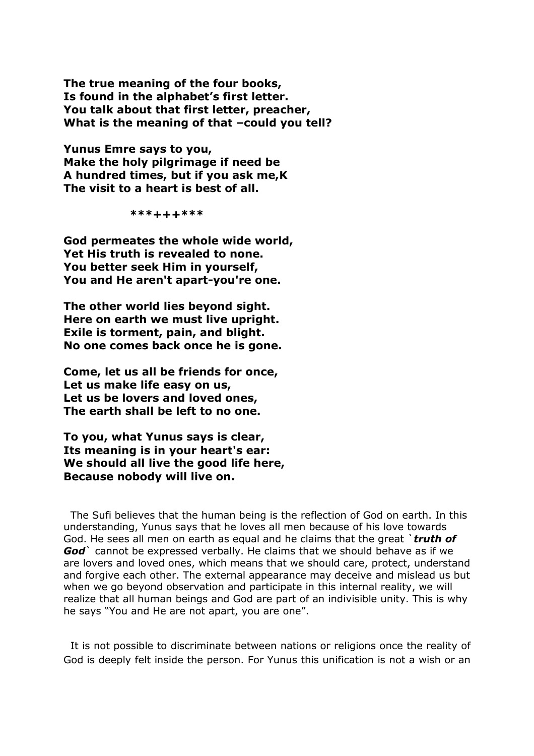**The true meaning of the four books,**
**Is found in the alphabet's first letter.**
**You talk about that first letter, preacher,**
**What is the meaning of that –could you tell?**

**Yunus Emre says to you,**
**Make the holy pilgrimage if need be**
**A hundred times, but if you ask me,K**
**The visit to a heart is best of all.**

**\*\*\*+++\*\*\***

**God permeates the whole wide world,**
**Yet His truth is revealed to none.**
**You better seek Him in yourself,**
**You and He aren't apart-you're one.**

**The other world lies beyond sight.**
**Here on earth we must live upright.**
**Exile is torment, pain, and blight.**
**No one comes back once he is gone.**

**Come, let us all be friends for once,**
**Let us make life easy on us,**
**Let us be lovers and loved ones,**
**The earth shall be left to no one.**

**To you, what Yunus says is clear,**
**Its meaning is in your heart's ear:**
**We should all live the good life here,**
**Because nobody will live on.**

The Sufi believes that the human being is the reflection of God on earth. In this understanding, Yunus says that he loves all men because of his love towards God. He sees all men on earth as equal and he claims that the great `***truth of God***` cannot be expressed verbally. He claims that we should behave as if we are lovers and loved ones, which means that we should care, protect, understand and forgive each other. The external appearance may deceive and mislead us but when we go beyond observation and participate in this internal reality, we will realize that all human beings and God are part of an indivisible unity. This is why he says "You and He are not apart, you are one".

It is not possible to discriminate between nations or religions once the reality of God is deeply felt inside the person. For Yunus this unification is not a wish or an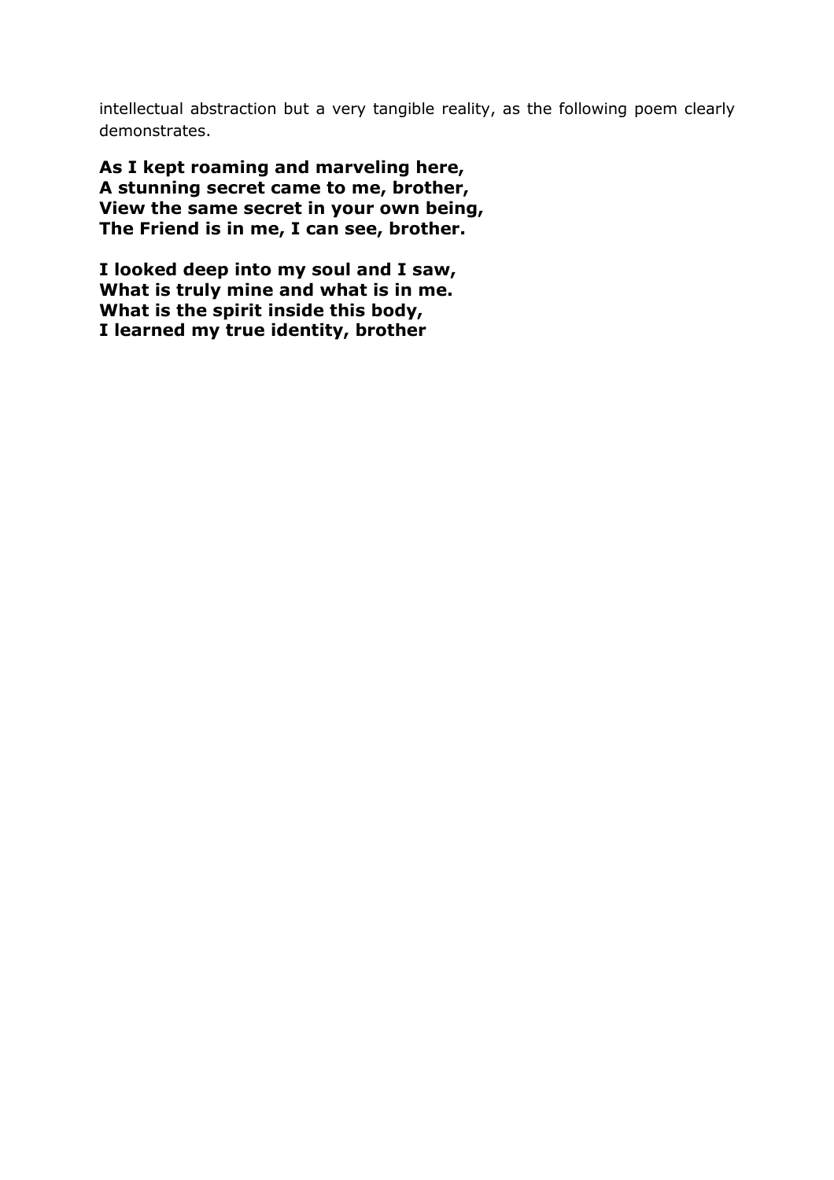intellectual abstraction but a very tangible reality, as the following poem clearly demonstrates.

**As I kept roaming and marveling here,**
**A stunning secret came to me, brother,**
**View the same secret in your own being,**
**The Friend is in me, I can see, brother.**

**I looked deep into my soul and I saw,**
**What is truly mine and what is in me.**
**What is the spirit inside this body,**
**I learned my true identity, brother**